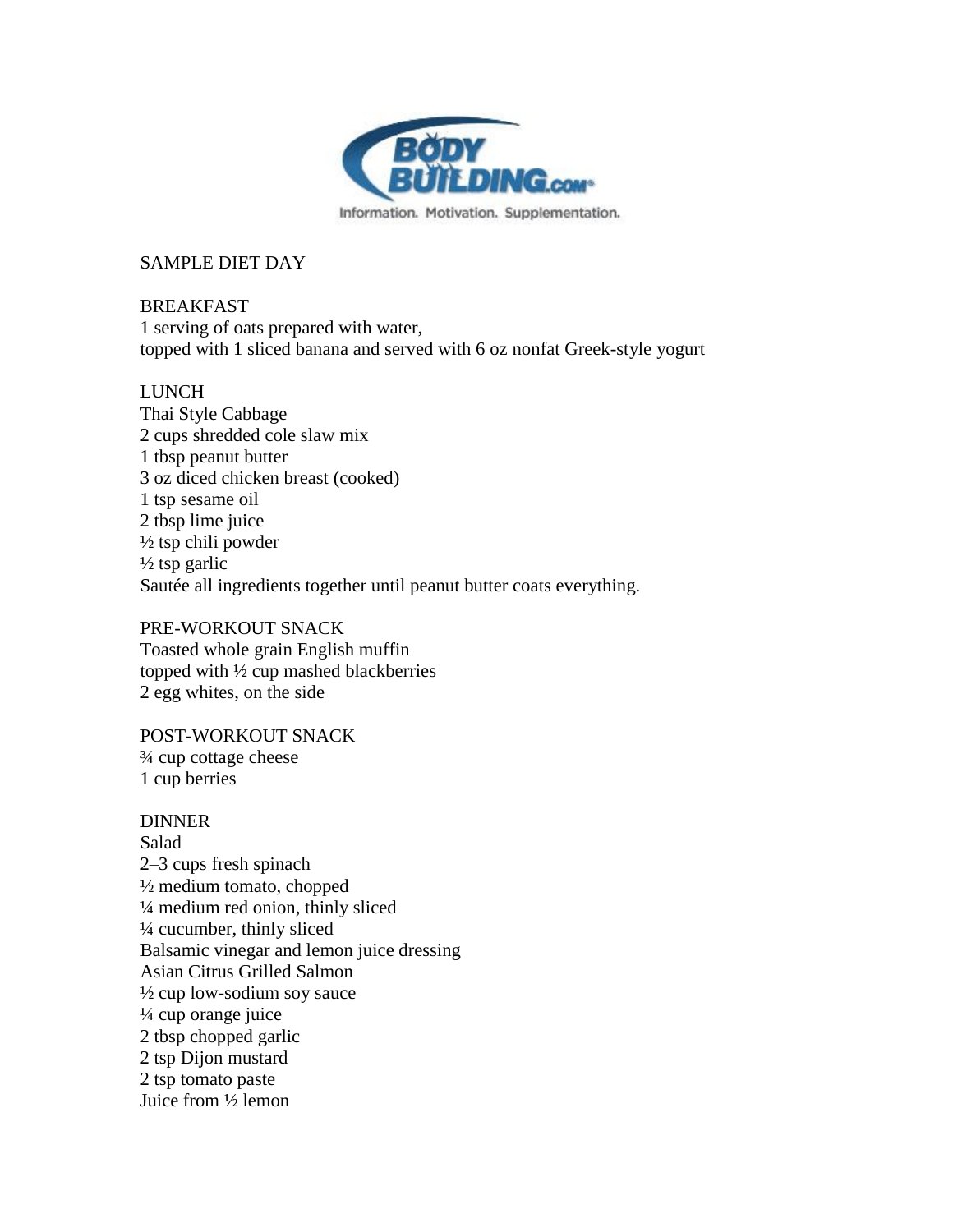# SAMPLE DIET DAY

## BREAKFAST

1 serving of oats prepared with water,
topped with 1 sliced banana and served with 6 oz nonfat Greek-style yogurt

## LUNCH

Thai Style Cabbage
2 cups shredded cole slaw mix
1 tbsp peanut butter
3 oz diced chicken breast (cooked)
1 tsp sesame oil
2 tbsp lime juice
½ tsp chili powder
½ tsp garlic
Sautée all ingredients together until peanut butter coats everything.

## PRE-WORKOUT SNACK

Toasted whole grain English muffin
topped with ½ cup mashed blackberries
2 egg whites, on the side

## POST-WORKOUT SNACK

¾ cup cottage cheese
1 cup berries

## DINNER

Salad
2–3 cups fresh spinach
½ medium tomato, chopped
¼ medium red onion, thinly sliced
¼ cucumber, thinly sliced
Balsamic vinegar and lemon juice dressing
Asian Citrus Grilled Salmon
½ cup low-sodium soy sauce
¼ cup orange juice
2 tbsp chopped garlic
2 tsp Dijon mustard
2 tsp tomato paste
Juice from ½ lemon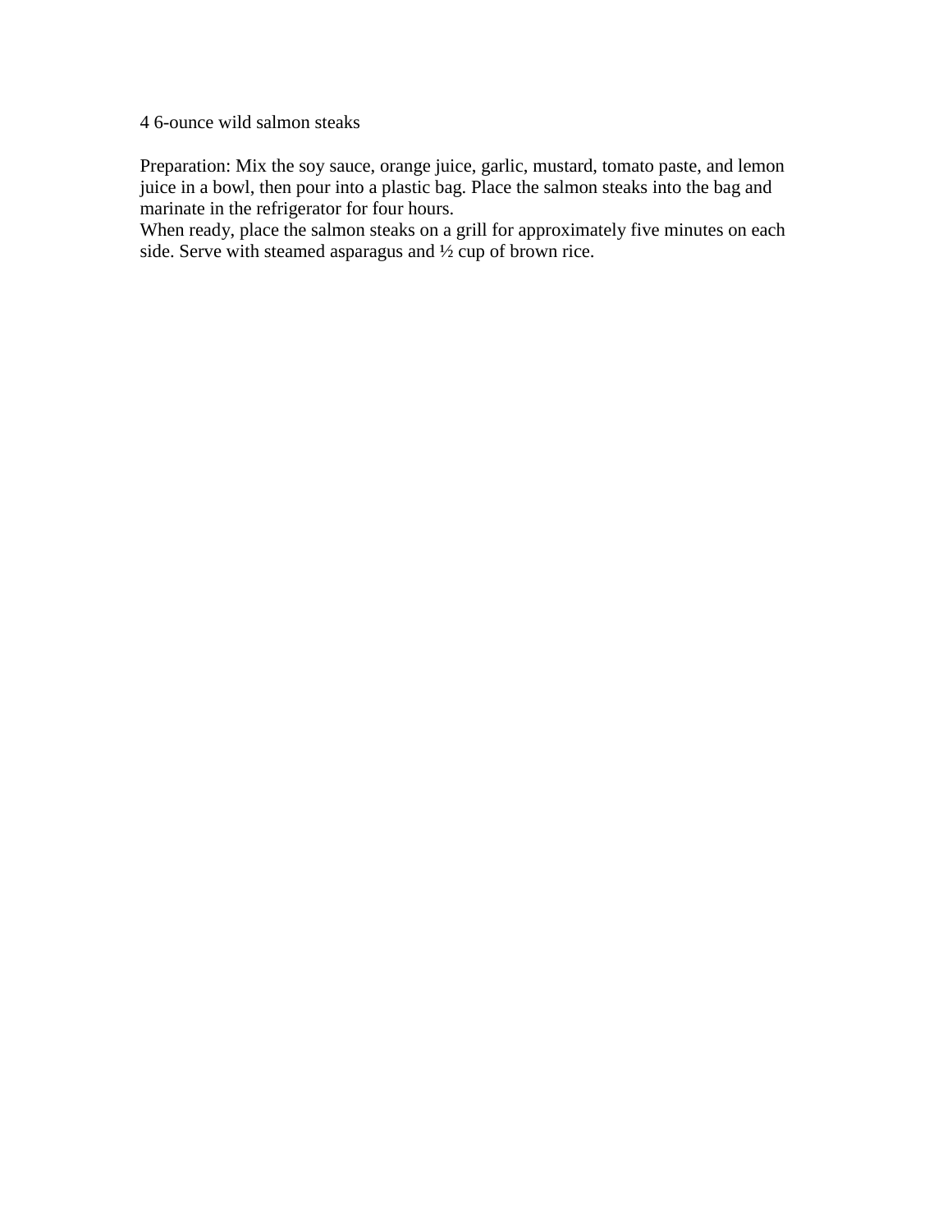4 6-ounce wild salmon steaks

Preparation: Mix the soy sauce, orange juice, garlic, mustard, tomato paste, and lemon juice in a bowl, then pour into a plastic bag. Place the salmon steaks into the bag and marinate in the refrigerator for four hours.
When ready, place the salmon steaks on a grill for approximately five minutes on each side. Serve with steamed asparagus and ½ cup of brown rice.